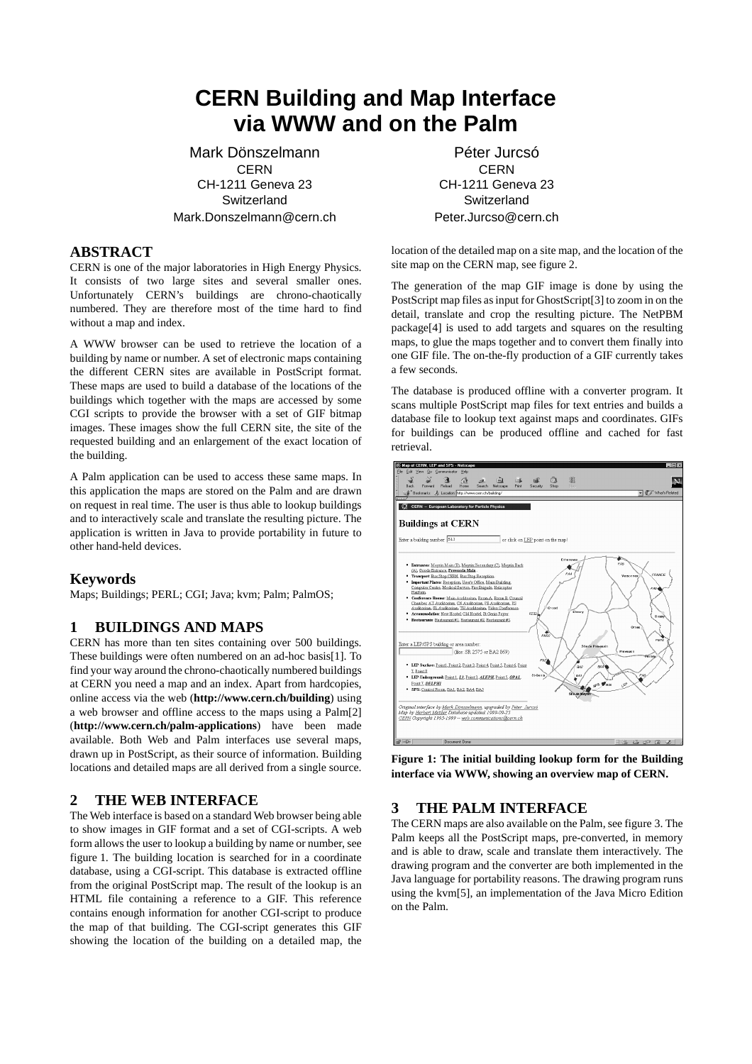# CERN Building and Map Interface via WWW and on the Palm

Mark Dönszelmann
CERN
CH-1211 Geneva 23
Switzerland
Mark.Donszelmann@cern.ch

Péter Jurcsó
CERN
CH-1211 Geneva 23
Switzerland
Peter.Jurcso@cern.ch

## ABSTRACT

CERN is one of the major laboratories in High Energy Physics. It consists of two large sites and several smaller ones. Unfortunately CERN's buildings are chrono-chaotically numbered. They are therefore most of the time hard to find without a map and index.

A WWW browser can be used to retrieve the location of a building by name or number. A set of electronic maps containing the different CERN sites are available in PostScript format. These maps are used to build a database of the locations of the buildings which together with the maps are accessed by some CGI scripts to provide the browser with a set of GIF bitmap images. These images show the full CERN site, the site of the requested building and an enlargement of the exact location of the building.

A Palm application can be used to access these same maps. In this application the maps are stored on the Palm and are drawn on request in real time. The user is thus able to lookup buildings and to interactively scale and translate the resulting picture. The application is written in Java to provide portability in future to other hand-held devices.

### Keywords

Maps; Buildings; PERL; CGI; Java; kvm; Palm; PalmOS;

## 1 BUILDINGS AND MAPS

CERN has more than ten sites containing over 500 buildings. These buildings were often numbered on an ad-hoc basis[1]. To find your way around the chrono-chaotically numbered buildings at CERN you need a map and an index. Apart from hardcopies, online access via the web (**http://www.cern.ch/building**) using a web browser and offline access to the maps using a Palm[2] (**http://www.cern.ch/palm-applications**) have been made available. Both Web and Palm interfaces use several maps, drawn up in PostScript, as their source of information. Building locations and detailed maps are all derived from a single source.

## 2 THE WEB INTERFACE

The Web interface is based on a standard Web browser being able to show images in GIF format and a set of CGI-scripts. A web form allows the user to lookup a building by name or number, see figure 1. The building location is searched for in a coordinate database, using a CGI-script. This database is extracted offline from the original PostScript map. The result of the lookup is an HTML file containing a reference to a GIF. This reference contains enough information for another CGI-script to produce the map of that building. The CGI-script generates this GIF showing the location of the building on a detailed map, the location of the detailed map on a site map, and the location of the site map on the CERN map, see figure 2.

The generation of the map GIF image is done by using the PostScript map files as input for GhostScript[3] to zoom in on the detail, translate and crop the resulting picture. The NetPBM package[4] is used to add targets and squares on the resulting maps, to glue the maps together and to convert them finally into one GIF file. The on-the-fly production of a GIF currently takes a few seconds.

The database is produced offline with a converter program. It scans multiple PostScript map files for text entries and builds a database file to lookup text against maps and coordinates. GIFs for buildings can be produced offline and cached for fast retrieval.

**Figure 1: The initial building lookup form for the Building interface via WWW, showing an overview map of CERN.**

## 3 THE PALM INTERFACE

The CERN maps are also available on the Palm, see figure 3. The Palm keeps all the PostScript maps, pre-converted, in memory and is able to draw, scale and translate them interactively. The drawing program and the converter are both implemented in the Java language for portability reasons. The drawing program runs using the kvm[5], an implementation of the Java Micro Edition on the Palm.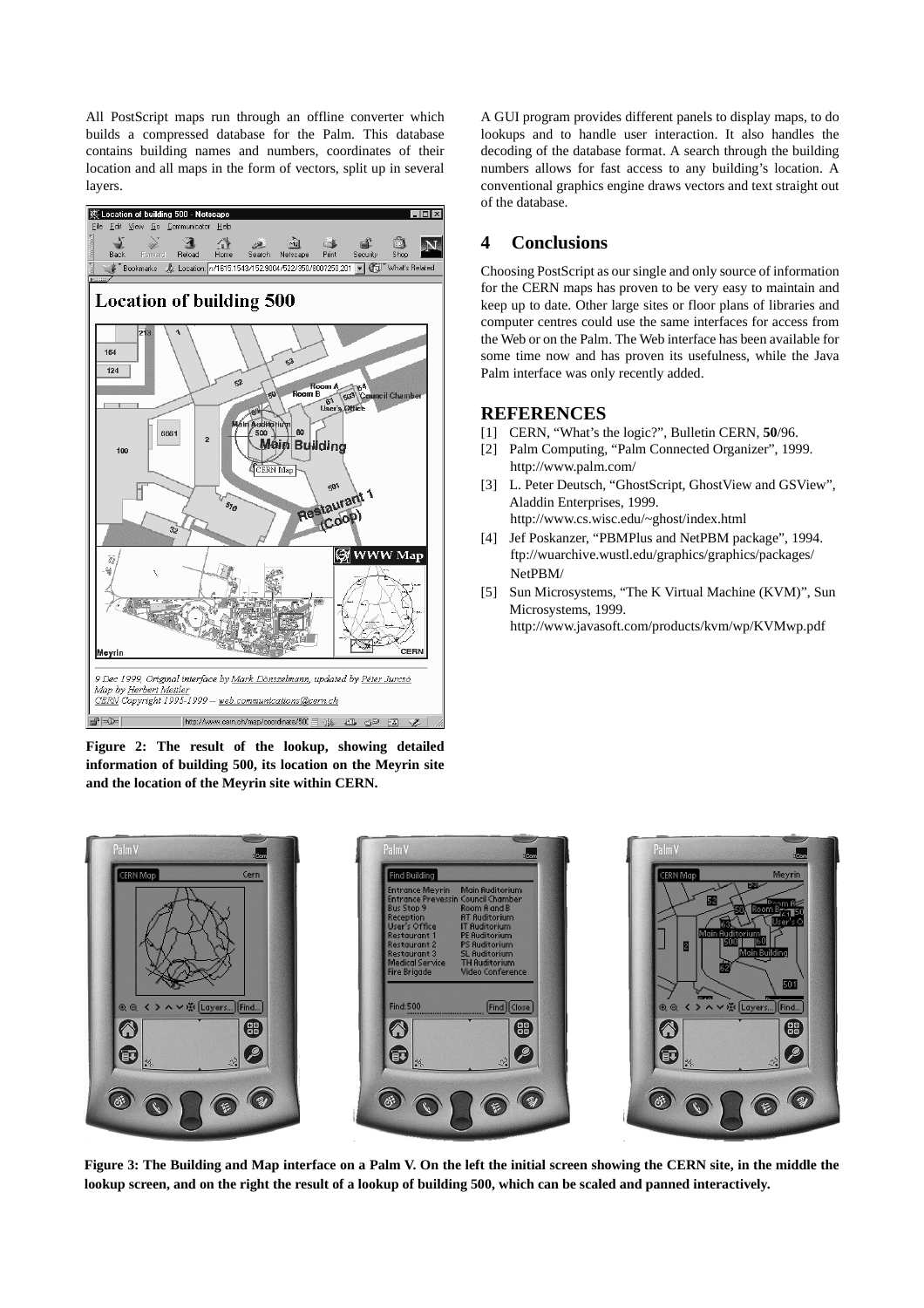All PostScript maps run through an offline converter which builds a compressed database for the Palm. This database contains building names and numbers, coordinates of their location and all maps in the form of vectors, split up in several layers.

Figure 2: The result of the lookup, showing detailed information of building 500, its location on the Meyrin site and the location of the Meyrin site within CERN.

A GUI program provides different panels to display maps, to do lookups and to handle user interaction. It also handles the decoding of the database format. A search through the building numbers allows for fast access to any building's location. A conventional graphics engine draws vectors and text straight out of the database.

## 4 Conclusions

Choosing PostScript as our single and only source of information for the CERN maps has proven to be very easy to maintain and keep up to date. Other large sites or floor plans of libraries and computer centres could use the same interfaces for access from the Web or on the Palm. The Web interface has been available for some time now and has proven its usefulness, while the Java Palm interface was only recently added.

## REFERENCES

[1] CERN, "What's the logic?", Bulletin CERN, **50**/96.

[2] Palm Computing, "Palm Connected Organizer", 1999. http://www.palm.com/

[3] L. Peter Deutsch, "GhostScript, GhostView and GSView", Aladdin Enterprises, 1999. http://www.cs.wisc.edu/~ghost/index.html

[4] Jef Poskanzer, "PBMPlus and NetPBM package", 1994. ftp://wuarchive.wustl.edu/graphics/graphics/packages/NetPBM/

[5] Sun Microsystems, "The K Virtual Machine (KVM)", Sun Microsystems, 1999. http://www.javasoft.com/products/kvm/wp/KVMwp.pdf

Figure 3: The Building and Map interface on a Palm V. On the left the initial screen showing the CERN site, in the middle the lookup screen, and on the right the result of a lookup of building 500, which can be scaled and panned interactively.